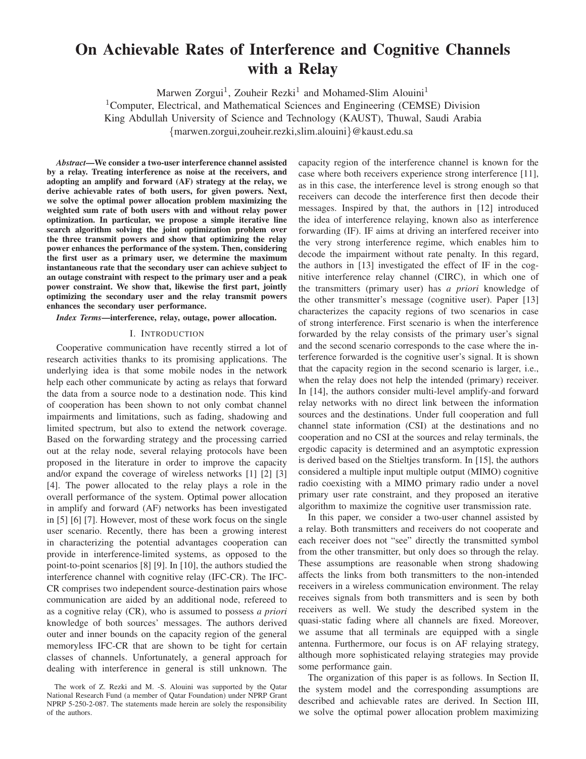# On Achievable Rates of Interference and Cognitive Channels with a Relay

Marwen Zorgui[1], Zouheir Rezki[1] and Mohamed-Slim Alouini[1]

[1]Computer, Electrical, and Mathematical Sciences and Engineering (CEMSE) Division
King Abdullah University of Science and Technology (KAUST), Thuwal, Saudi Arabia
{marwen.zorgui,zouheir.rezki,slim.alouini}@kaust.edu.sa

***Abstract*—We consider a two-user interference channel assisted by a relay. Treating interference as noise at the receivers, and adopting an amplify and forward (AF) strategy at the relay, we derive achievable rates of both users, for given powers. Next, we solve the optimal power allocation problem maximizing the weighted sum rate of both users with and without relay power optimization. In particular, we propose a simple iterative line search algorithm solving the joint optimization problem over the three transmit powers and show that optimizing the relay power enhances the performance of the system. Then, considering the first user as a primary user, we determine the maximum instantaneous rate that the secondary user can achieve subject to an outage constraint with respect to the primary user and a peak power constraint. We show that, likewise the first part, jointly optimizing the secondary user and the relay transmit powers enhances the secondary user performance.**

***Index Terms*—interference, relay, outage, power allocation.**

## I. Introduction

Cooperative communication have recently stirred a lot of research activities thanks to its promising applications. The underlying idea is that some mobile nodes in the network help each other communicate by acting as relays that forward the data from a source node to a destination node. This kind of cooperation has been shown to not only combat channel impairments and limitations, such as fading, shadowing and limited spectrum, but also to extend the network coverage. Based on the forwarding strategy and the processing carried out at the relay node, several relaying protocols have been proposed in the literature in order to improve the capacity and/or expand the coverage of wireless networks [1] [2] [3] [4]. The power allocated to the relay plays a role in the overall performance of the system. Optimal power allocation in amplify and forward (AF) networks has been investigated in [5] [6] [7]. However, most of these work focus on the single user scenario. Recently, there has been a growing interest in characterizing the potential advantages cooperation can provide in interference-limited systems, as opposed to the point-to-point scenarios [8] [9]. In [10], the authors studied the interference channel with cognitive relay (IFC-CR). The IFC-CR comprises two independent source-destination pairs whose communication are aided by an additional node, refereed to as a cognitive relay (CR), who is assumed to possess *a priori* knowledge of both sources' messages. The authors derived outer and inner bounds on the capacity region of the general memoryless IFC-CR that are shown to be tight for certain classes of channels. Unfortunately, a general approach for dealing with interference in general is still unknown. The capacity region of the interference channel is known for the case where both receivers experience strong interference [11], as in this case, the interference level is strong enough so that receivers can decode the interference first then decode their messages. Inspired by that, the authors in [12] introduced the idea of interference relaying, known also as interference forwarding (IF). IF aims at driving an interfered receiver into the very strong interference regime, which enables him to decode the impairment without rate penalty. In this regard, the authors in [13] investigated the effect of IF in the cognitive interference relay channel (CIRC), in which one of the transmitters (primary user) has *a priori* knowledge of the other transmitter's message (cognitive user). Paper [13] characterizes the capacity regions of two scenarios in case of strong interference. First scenario is when the interference forwarded by the relay consists of the primary user's signal and the second scenario corresponds to the case where the interference forwarded is the cognitive user's signal. It is shown that the capacity region in the second scenario is larger, i.e., when the relay does not help the intended (primary) receiver. In [14], the authors consider multi-level amplify-and forward relay networks with no direct link between the information sources and the destinations. Under full cooperation and full channel state information (CSI) at the destinations and no cooperation and no CSI at the sources and relay terminals, the ergodic capacity is determined and an asymptotic expression is derived based on the Stieltjes transform. In [15], the authors considered a multiple input multiple output (MIMO) cognitive radio coexisting with a MIMO primary radio under a novel primary user rate constraint, and they proposed an iterative algorithm to maximize the cognitive user transmission rate.

In this paper, we consider a two-user channel assisted by a relay. Both transmitters and receivers do not cooperate and each receiver does not "see" directly the transmitted symbol from the other transmitter, but only does so through the relay. These assumptions are reasonable when strong shadowing affects the links from both transmitters to the non-intended receivers in a wireless communication environment. The relay receives signals from both transmitters and is seen by both receivers as well. We study the described system in the quasi-static fading where all channels are fixed. Moreover, we assume that all terminals are equipped with a single antenna. Furthermore, our focus is on AF relaying strategy, although more sophisticated relaying strategies may provide some performance gain.

The organization of this paper is as follows. In Section II, the system model and the corresponding assumptions are described and achievable rates are derived. In Section III, we solve the optimal power allocation problem maximizing

The work of Z. Rezki and M. -S. Alouini was supported by the Qatar National Research Fund (a member of Qatar Foundation) under NPRP Grant NPRP 5-250-2-087. The statements made herein are solely the responsibility of the authors.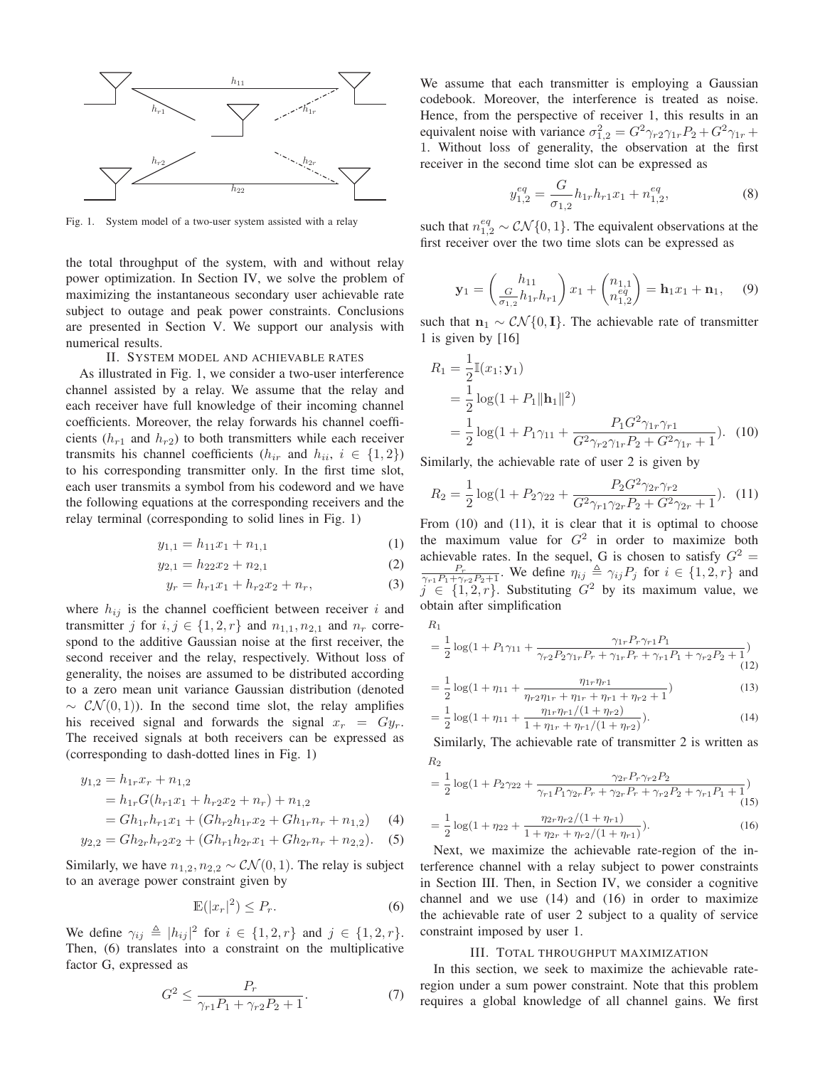Fig. 1. System model of a two-user system assisted with a relay

the total throughput of the system, with and without relay power optimization. In Section IV, we solve the problem of maximizing the instantaneous secondary user achievable rate subject to outage and peak power constraints. Conclusions are presented in Section V. We support our analysis with numerical results.

## II. System model and achievable rates

As illustrated in Fig. 1, we consider a two-user interference channel assisted by a relay. We assume that the relay and each receiver have full knowledge of their incoming channel coefficients. Moreover, the relay forwards his channel coefficients ($h_{r1}$ and $h_{r2}$) to both transmitters while each receiver transmits his channel coefficients ($h_{ir}$ and $h_{ii}$, $i \in \{1, 2\}$) to his corresponding transmitter only. In the first time slot, each user transmits a symbol from his codeword and we have the following equations at the corresponding receivers and the relay terminal (corresponding to solid lines in Fig. 1)

$$y_{1,1} = h_{11}x_1 + n_{1,1} \tag{1}$$

$$y_{2,1} = h_{22}x_2 + n_{2,1} \tag{2}$$

$$y_r = h_{r1}x_1 + h_{r2}x_2 + n_r, \tag{3}$$

where $h_{ij}$ is the channel coefficient between receiver $i$ and transmitter $j$ for $i, j \in \{1, 2, r\}$ and $n_{1,1}, n_{2,1}$ and $n_r$ correspond to the additive Gaussian noise at the first receiver, the second receiver and the relay, respectively. Without loss of generality, the noises are assumed to be distributed according to a zero mean unit variance Gaussian distribution (denoted $\sim \mathcal{CN}(0, 1)$). In the second time slot, the relay amplifies his received signal and forwards the signal $x_r = Gy_r$. The received signals at both receivers can be expressed as (corresponding to dash-dotted lines in Fig. 1)

$$\begin{aligned} y_{1,2} &= h_{1r}x_r + n_{1,2} \\ &= h_{1r}G(h_{r1}x_1 + h_{r2}x_2 + n_r) + n_{1,2} \\ &= Gh_{1r}h_{r1}x_1 + (Gh_{r2}h_{1r}x_2 + Gh_{1r}n_r + n_{1,2}) \end{aligned} \tag{4}$$

$$y_{2,2} = Gh_{2r}h_{r2}x_2 + (Gh_{r1}h_{2r}x_1 + Gh_{2r}n_r + n_{2,2}). \tag{5}$$

Similarly, we have $n_{1,2}, n_{2,2} \sim \mathcal{CN}(0, 1)$. The relay is subject to an average power constraint given by

$$\mathbb{E}(|x_r|^2) \leq P_r. \tag{6}$$

We define $\gamma_{ij} \triangleq |h_{ij}|^2$ for $i \in \{1, 2, r\}$ and $j \in \{1, 2, r\}$. Then, (6) translates into a constraint on the multiplicative factor G, expressed as

$$G^2 \leq \frac{P_r}{\gamma_{r1}P_1 + \gamma_{r2}P_2 + 1}. \tag{7}$$

We assume that each transmitter is employing a Gaussian codebook. Moreover, the interference is treated as noise. Hence, from the perspective of receiver 1, this results in an equivalent noise with variance $\sigma_{1,2}^2 = G^2\gamma_{r2}\gamma_{1r}P_2 + G^2\gamma_{1r} + 1$. Without loss of generality, the observation at the first receiver in the second time slot can be expressed as

$$y_{1,2}^{eq} = \frac{G}{\sigma_{1,2}}h_{1r}h_{r1}x_1 + n_{1,2}^{eq}, \tag{8}$$

such that $n_{1,2}^{eq} \sim \mathcal{CN}\{0, 1\}$. The equivalent observations at the first receiver over the two time slots can be expressed as

$$\mathbf{y}_1 = \begin{pmatrix} h_{11} \\ \frac{G}{\sigma_{1,2}}h_{1r}h_{r1} \end{pmatrix} x_1 + \begin{pmatrix} n_{1,1} \\ n_{1,2}^{eq} \end{pmatrix} = \mathbf{h}_1 x_1 + \mathbf{n}_1, \tag{9}$$

such that $\mathbf{n}_1 \sim \mathcal{CN}\{0, \mathbf{I}\}$. The achievable rate of transmitter 1 is given by [16]

$$\begin{aligned} R_1 &= \frac{1}{2}\mathbb{I}(x_1; \mathbf{y}_1) \\ &= \frac{1}{2}\log(1 + P_1\|\mathbf{h}_1\|^2) \\ &= \frac{1}{2}\log(1 + P_1\gamma_{11} + \frac{P_1G^2\gamma_{1r}\gamma_{r1}}{G^2\gamma_{r2}\gamma_{1r}P_2 + G^2\gamma_{1r} + 1}). \end{aligned} \tag{10}$$

Similarly, the achievable rate of user 2 is given by

$$R_2 = \frac{1}{2}\log(1 + P_2\gamma_{22} + \frac{P_2G^2\gamma_{2r}\gamma_{r2}}{G^2\gamma_{r1}\gamma_{2r}P_2 + G^2\gamma_{2r} + 1}). \tag{11}$$

From (10) and (11), it is clear that it is optimal to choose the maximum value for $G^2$ in order to maximize both achievable rates. In the sequel, G is chosen to satisfy $G^2 = \frac{P_r}{\gamma_{r1}P_1 + \gamma_{r2}P_2 + 1}$. We define $\eta_{ij} \triangleq \gamma_{ij}P_j$ for $i \in \{1, 2, r\}$ and $j \in \{1, 2, r\}$. Substituting $G^2$ by its maximum value, we obtain after simplification

$$R_1 = \frac{1}{2}\log(1 + P_1\gamma_{11} + \frac{\gamma_{1r}P_r\gamma_{r1}P_1}{\gamma_{r2}P_2\gamma_{1r}P_r + \gamma_{1r}P_r + \gamma_{r1}P_1 + \gamma_{r2}P_2 + 1}) \tag{12}$$

$$= \frac{1}{2}\log(1 + \eta_{11} + \frac{\eta_{1r}\eta_{r1}}{\eta_{r2}\eta_{1r} + \eta_{1r} + \eta_{r1} + \eta_{r2} + 1}) \tag{13}$$

$$= \frac{1}{2}\log(1 + \eta_{11} + \frac{\eta_{1r}\eta_{r1}/(1 + \eta_{r2})}{1 + \eta_{1r} + \eta_{r1}/(1 + \eta_{r2})}). \tag{14}$$

Similarly, The achievable rate of transmitter 2 is written as

$$R_2 = \frac{1}{2}\log(1 + P_2\gamma_{22} + \frac{\gamma_{2r}P_r\gamma_{r2}P_2}{\gamma_{r1}P_1\gamma_{2r}P_r + \gamma_{2r}P_r + \gamma_{r2}P_2 + \gamma_{r1}P_1 + 1}) \tag{15}$$

$$= \frac{1}{2}\log(1 + \eta_{22} + \frac{\eta_{2r}\eta_{r2}/(1 + \eta_{r1})}{1 + \eta_{2r} + \eta_{r2}/(1 + \eta_{r1})}). \tag{16}$$

Next, we maximize the achievable rate-region of the interference channel with a relay subject to power constraints in Section III. Then, in Section IV, we consider a cognitive channel and we use (14) and (16) in order to maximize the achievable rate of user 2 subject to a quality of service constraint imposed by user 1.

## III. Total throughput maximization

In this section, we seek to maximize the achievable rate-region under a sum power constraint. Note that this problem requires a global knowledge of all channel gains. We first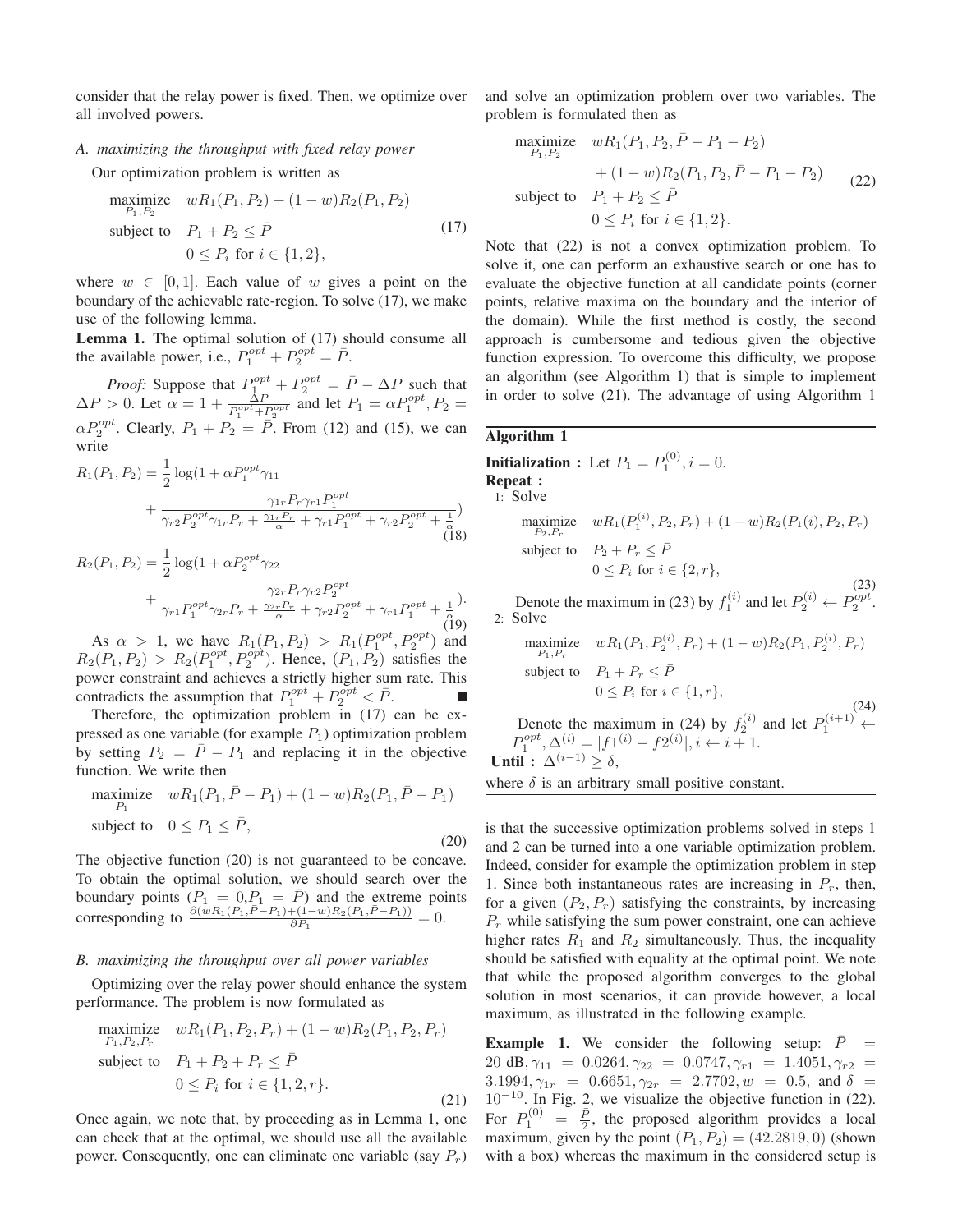consider that the relay power is fixed. Then, we optimize over all involved powers.

### A. maximizing the throughput with fixed relay power

Our optimization problem is written as

$$\begin{aligned} \underset{P_1,P_2}{\text{maximize}} \quad & wR_1(P_1,P_2) + (1-w)R_2(P_1,P_2) \\ \text{subject to} \quad & P_1 + P_2 \leq \bar{P} \\ & 0 \leq P_i \text{ for } i \in \{1,2\}, \end{aligned} \tag{17}$$

where $w \in [0,1]$. Each value of $w$ gives a point on the boundary of the achievable rate-region. To solve (17), we make use of the following lemma.

**Lemma 1.** The optimal solution of (17) should consume all the available power, i.e., $P_1^{opt} + P_2^{opt} = \bar{P}$.

*Proof:* Suppose that $P_1^{opt} + P_2^{opt} = \bar{P} - \Delta P$ such that $\Delta P > 0$. Let $\alpha = 1 + \frac{\Delta P}{P_1^{opt}+P_2^{opt}}$ and let $P_1 = \alpha P_1^{opt}, P_2 = \alpha P_2^{opt}$. Clearly, $P_1 + P_2 = \bar{P}$. From (12) and (15), we can write

$$R_1(P_1,P_2) = \frac{1}{2}\log(1 + \alpha P_1^{opt}\gamma_{11} + \frac{\gamma_{1r}P_r\gamma_{r1}P_1^{opt}}{\gamma_{r2}P_2^{opt}\gamma_{1r}P_r + \frac{\gamma_{1r}P_r}{\alpha} + \gamma_{r1}P_1^{opt} + \gamma_{r2}P_2^{opt} + \frac{1}{\alpha}}) \tag{18}$$

$$R_2(P_1,P_2) = \frac{1}{2}\log(1 + \alpha P_2^{opt}\gamma_{22} + \frac{\gamma_{2r}P_r\gamma_{r2}P_2^{opt}}{\gamma_{r1}P_1^{opt}\gamma_{2r}P_r + \frac{\gamma_{2r}P_r}{\alpha} + \gamma_{r2}P_2^{opt} + \gamma_{r1}P_1^{opt} + \frac{1}{\alpha}}). \tag{19}$$

As $\alpha > 1$, we have $R_1(P_1,P_2) > R_1(P_1^{opt},P_2^{opt})$ and $R_2(P_1,P_2) > R_2(P_1^{opt},P_2^{opt})$. Hence, $(P_1,P_2)$ satisfies the power constraint and achieves a strictly higher sum rate. This contradicts the assumption that $P_1^{opt} + P_2^{opt} < \bar{P}$. ■

Therefore, the optimization problem in (17) can be expressed as one variable (for example $P_1$) optimization problem by setting $P_2 = \bar{P} - P_1$ and replacing it in the objective function. We write then

$$\begin{aligned} \underset{P_1}{\text{maximize}} \quad & wR_1(P_1,\bar{P}-P_1) + (1-w)R_2(P_1,\bar{P}-P_1) \\ \text{subject to} \quad & 0 \leq P_1 \leq \bar{P}, \end{aligned} \tag{20}$$

The objective function (20) is not guaranteed to be concave. To obtain the optimal solution, we should search over the boundary points ($P_1 = 0, P_1 = \bar{P}$) and the extreme points corresponding to $\frac{\partial(wR_1(P_1,\bar{P}-P_1)+(1-w)R_2(P_1,\bar{P}-P_1))}{\partial P_1} = 0$.

### B. maximizing the throughput over all power variables

Optimizing over the relay power should enhance the system performance. The problem is now formulated as

$$\begin{aligned} \underset{P_1,P_2,P_r}{\text{maximize}} \quad & wR_1(P_1,P_2,P_r) + (1-w)R_2(P_1,P_2,P_r) \\ \text{subject to} \quad & P_1 + P_2 + P_r \leq \bar{P} \\ & 0 \leq P_i \text{ for } i \in \{1,2,r\}. \end{aligned} \tag{21}$$

Once again, we note that, by proceeding as in Lemma 1, one can check that at the optimal, we should use all the available power. Consequently, one can eliminate one variable (say $P_r$) and solve an optimization problem over two variables. The problem is formulated then as

$$\begin{aligned} \underset{P_1,P_2}{\text{maximize}} \quad & wR_1(P_1,P_2,\bar{P}-P_1-P_2) \\ & + (1-w)R_2(P_1,P_2,\bar{P}-P_1-P_2) \\ \text{subject to} \quad & P_1 + P_2 \leq \bar{P} \\ & 0 \leq P_i \text{ for } i \in \{1,2\}. \end{aligned} \tag{22}$$

Note that (22) is not a convex optimization problem. To solve it, one can perform an exhaustive search or one has to evaluate the objective function at all candidate points (corner points, relative maxima on the boundary and the interior of the domain). While the first method is costly, the second approach is cumbersome and tedious given the objective function expression. To overcome this difficulty, we propose an algorithm (see Algorithm 1) that is simple to implement in order to solve (21). The advantage of using Algorithm 1

---

**Algorithm 1**

**Initialization :** Let $P_1 = P_1^{(0)}, i = 0$.

**Repeat :**

1: Solve

$$\begin{aligned} \underset{P_2,P_r}{\text{maximize}} \quad & wR_1(P_1^{(i)},P_2,P_r) + (1-w)R_2(P_1(i),P_2,P_r) \\ \text{subject to} \quad & P_2 + P_r \leq \bar{P} \\ & 0 \leq P_i \text{ for } i \in \{2,r\}, \end{aligned} \tag{23}$$

Denote the maximum in (23) by $f_1^{(i)}$ and let $P_2^{(i)} \leftarrow P_2^{opt}$.

2: Solve

$$\begin{aligned} \underset{P_1,P_r}{\text{maximize}} \quad & wR_1(P_1,P_2^{(i)},P_r) + (1-w)R_2(P_1,P_2^{(i)},P_r) \\ \text{subject to} \quad & P_1 + P_r \leq \bar{P} \\ & 0 \leq P_i \text{ for } i \in \{1,r\}, \end{aligned} \tag{24}$$

Denote the maximum in (24) by $f_2^{(i)}$ and let $P_1^{(i+1)} \leftarrow P_1^{opt}, \Delta^{(i)} = |f1^{(i)} - f2^{(i)}|, i \leftarrow i+1$.

**Until :** $\Delta^{(i-1)} \geq \delta$,

where $\delta$ is an arbitrary small positive constant.

---

is that the successive optimization problems solved in steps 1 and 2 can be turned into a one variable optimization problem. Indeed, consider for example the optimization problem in step 1. Since both instantaneous rates are increasing in $P_r$, then, for a given $(P_2, P_r)$ satisfying the constraints, by increasing $P_r$ while satisfying the sum power constraint, one can achieve higher rates $R_1$ and $R_2$ simultaneously. Thus, the inequality should be satisfied with equality at the optimal point. We note that while the proposed algorithm converges to the global solution in most scenarios, it can provide however, a local maximum, as illustrated in the following example.

**Example 1.** We consider the following setup: $\bar{P} = 20$ dB, $\gamma_{11} = 0.0264, \gamma_{22} = 0.0747, \gamma_{r1} = 1.4051, \gamma_{r2} = 3.1994, \gamma_{1r} = 0.6651, \gamma_{2r} = 2.7702, w = 0.5$, and $\delta = 10^{-10}$. In Fig. 2, we visualize the objective function in (22). For $P_1^{(0)} = \frac{\bar{P}}{2}$, the proposed algorithm provides a local maximum, given by the point $(P_1, P_2) = (42.2819, 0)$ (shown with a box) whereas the maximum in the considered setup is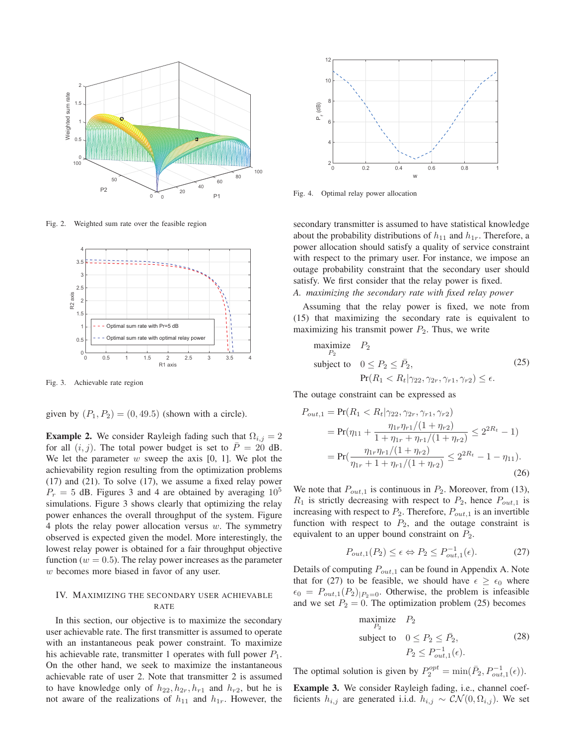Fig. 2. Weighted sum rate over the feasible region

Fig. 3. Achievable rate region

given by $(P_1, P_2) = (0, 49.5)$ (shown with a circle).

**Example 2.** We consider Rayleigh fading such that $\Omega_{i,j} = 2$ for all $(i, j)$. The total power budget is set to $\bar{P} = 20$ dB. We let the parameter $w$ sweep the axis [0, 1]. We plot the achievability region resulting from the optimization problems (17) and (21). To solve (17), we assume a fixed relay power $P_r = 5$ dB. Figures 3 and 4 are obtained by averaging $10^5$ simulations. Figure 3 shows clearly that optimizing the relay power enhances the overall throughput of the system. Figure 4 plots the relay power allocation versus $w$. The symmetry observed is expected given the model. More interestingly, the lowest relay power is obtained for a fair throughput objective function ($w = 0.5$). The relay power increases as the parameter $w$ becomes more biased in favor of any user.

## IV. Maximizing the secondary user achievable rate

In this section, our objective is to maximize the secondary user achievable rate. The first transmitter is assumed to operate with an instantaneous peak power constraint. To maximize his achievable rate, transmitter 1 operates with full power $P_1$. On the other hand, we seek to maximize the instantaneous achievable rate of user 2. Note that transmitter 2 is assumed to have knowledge only of $h_{22}, h_{2r}, h_{r1}$ and $h_{r2}$, but he is not aware of the realizations of $h_{11}$ and $h_{1r}$. However, the

Fig. 4. Optimal relay power allocation

secondary transmitter is assumed to have statistical knowledge about the probability distributions of $h_{11}$ and $h_{1r}$. Therefore, a power allocation should satisfy a quality of service constraint with respect to the primary user. For instance, we impose an outage probability constraint that the secondary user should satisfy. We first consider that the relay power is fixed.

### A. maximizing the secondary rate with fixed relay power

Assuming that the relay power is fixed, we note from (15) that maximizing the secondary rate is equivalent to maximizing his transmit power $P_2$. Thus, we write

$$\begin{aligned} \underset{P_2}{\text{maximize}} \quad & P_2 \\ \text{subject to} \quad & 0 \leq P_2 \leq \bar{P}_2, \\ & \Pr(R_1 < R_t | \gamma_{22}, \gamma_{2r}, \gamma_{r1}, \gamma_{r2}) \leq \epsilon. \end{aligned} \tag{25}$$

The outage constraint can be expressed as

$$\begin{aligned} P_{out,1} &= \Pr(R_1 < R_t | \gamma_{22}, \gamma_{2r}, \gamma_{r1}, \gamma_{r2}) \\ &= \Pr(\eta_{11} + \frac{\eta_{1r}\eta_{r1}/(1+\eta_{r2})}{1 + \eta_{1r} + \eta_{r1}/(1+\eta_{r2})} \leq 2^{2R_t} - 1) \\ &= \Pr(\frac{\eta_{1r}\eta_{r1}/(1+\eta_{r2})}{\eta_{1r} + 1 + \eta_{r1}/(1+\eta_{r2})} \leq 2^{2R_t} - 1 - \eta_{11}). \end{aligned} \tag{26}$$

We note that $P_{out,1}$ is continuous in $P_2$. Moreover, from (13), $R_1$ is strictly decreasing with respect to $P_2$, hence $P_{out,1}$ is increasing with respect to $P_2$. Therefore, $P_{out,1}$ is an invertible function with respect to $P_2$, and the outage constraint is equivalent to an upper bound constraint on $P_2$.

$$P_{out,1}(P_2) \leq \epsilon \Leftrightarrow P_2 \leq P_{out,1}^{-1}(\epsilon). \tag{27}$$

Details of computing $P_{out,1}$ can be found in Appendix A. Note that for (27) to be feasible, we should have $\epsilon \geq \epsilon_0$ where $\epsilon_0 = P_{out,1}(P_2)_{|P_2=0}$. Otherwise, the problem is infeasible and we set $P_2 = 0$. The optimization problem (25) becomes

$$\begin{aligned} \underset{P_2}{\text{maximize}} \quad & P_2 \\ \text{subject to} \quad & 0 \leq P_2 \leq \bar{P}_2, \\ & P_2 \leq P_{out,1}^{-1}(\epsilon). \end{aligned} \tag{28}$$

The optimal solution is given by $P_2^{opt} = \min(\bar{P}_2, P_{out,1}^{-1}(\epsilon))$.

**Example 3.** We consider Rayleigh fading, i.e., channel coefficients $h_{i,j}$ are generated i.i.d. $h_{i,j} \sim \mathcal{CN}(0, \Omega_{i,j})$. We set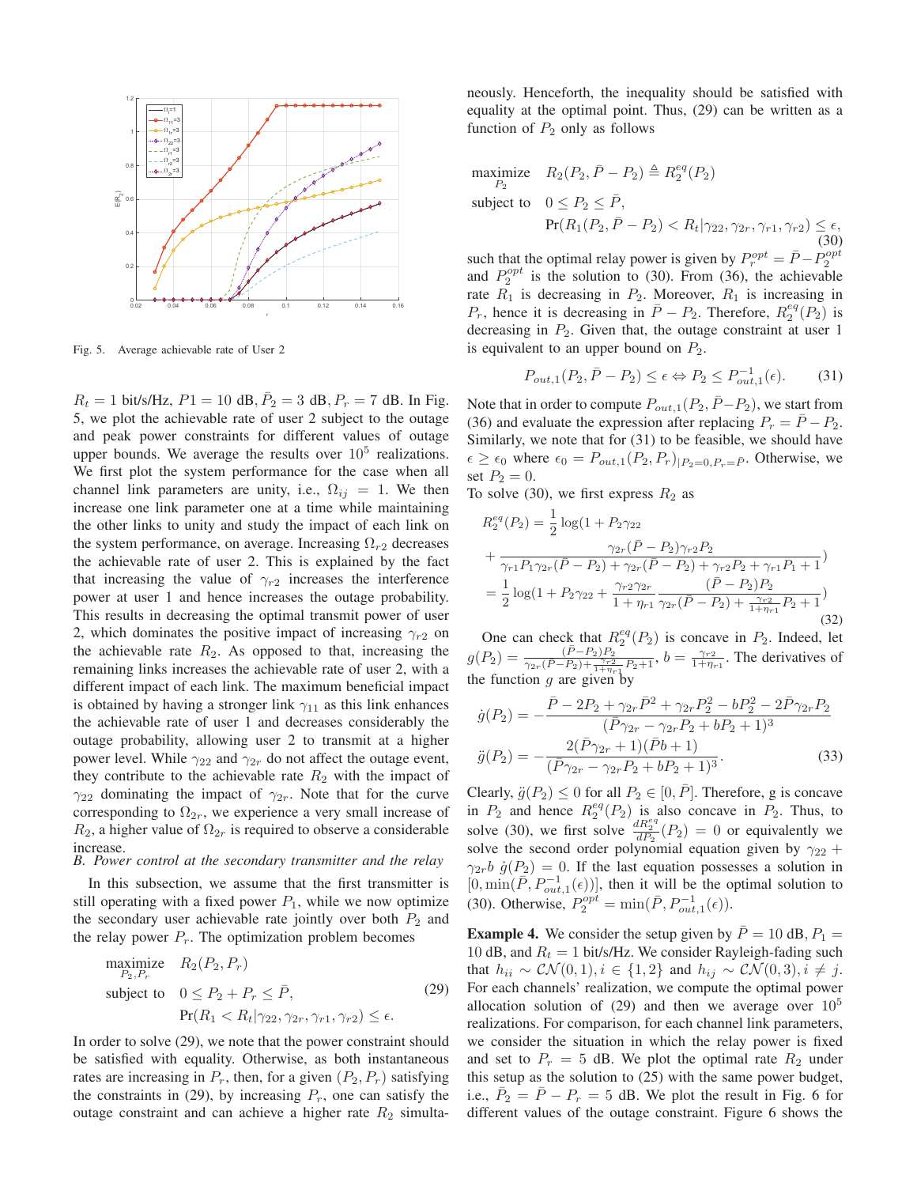Fig. 5. Average achievable rate of User 2

$R_t = 1$ bit/s/Hz, $P1 = 10$ dB, $\bar{P}_2 = 3$ dB, $P_r = 7$ dB. In Fig. 5, we plot the achievable rate of user 2 subject to the outage and peak power constraints for different values of outage upper bounds. We average the results over $10^5$ realizations. We first plot the system performance for the case when all channel link parameters are unity, i.e., $\Omega_{ij} = 1$. We then increase one link parameter one at a time while maintaining the other links to unity and study the impact of each link on the system performance, on average. Increasing $\Omega_{r2}$ decreases the achievable rate of user 2. This is explained by the fact that increasing the value of $\gamma_{r2}$ increases the interference power at user 1 and hence increases the outage probability. This results in decreasing the optimal transmit power of user 2, which dominates the positive impact of increasing $\gamma_{r2}$ on the achievable rate $R_2$. As opposed to that, increasing the remaining links increases the achievable rate of user 2, with a different impact of each link. The maximum beneficial impact is obtained by having a stronger link $\gamma_{11}$ as this link enhances the achievable rate of user 1 and decreases considerably the outage probability, allowing user 2 to transmit at a higher power level. While $\gamma_{22}$ and $\gamma_{2r}$ do not affect the outage event, they contribute to the achievable rate $R_2$ with the impact of $\gamma_{22}$ dominating the impact of $\gamma_{2r}$. Note that for the curve corresponding to $\Omega_{2r}$, we experience a very small increase of $R_2$, a higher value of $\Omega_{2r}$ is required to observe a considerable increase.

*B. Power control at the secondary transmitter and the relay*

In this subsection, we assume that the first transmitter is still operating with a fixed power $P_1$, while we now optimize the secondary user achievable rate jointly over both $P_2$ and the relay power $P_r$. The optimization problem becomes

$$
\begin{aligned}
\underset{P_2, P_r}{\text{maximize}} \quad & R_2(P_2, P_r) \\
\text{subject to} \quad & 0 \le P_2 + P_r \le \bar{P}, \\
& \Pr(R_1 < R_t | \gamma_{22}, \gamma_{2r}, \gamma_{r1}, \gamma_{r2}) \le \epsilon.
\end{aligned} \tag{29}
$$

In order to solve (29), we note that the power constraint should be satisfied with equality. Otherwise, as both instantaneous rates are increasing in $P_r$, then, for a given $(P_2, P_r)$ satisfying the constraints in (29), by increasing $P_r$, one can satisfy the outage constraint and can achieve a higher rate $R_2$ simultaneously. Henceforth, the inequality should be satisfied with equality at the optimal point. Thus, (29) can be written as a function of $P_2$ only as follows

$$
\begin{aligned}
\underset{P_2}{\text{maximize}} \quad & R_2(P_2, \bar{P} - P_2) \triangleq R_2^{eq}(P_2) \\
\text{subject to} \quad & 0 \le P_2 \le \bar{P}, \\
& \Pr(R_1(P_2, \bar{P} - P_2) < R_t | \gamma_{22}, \gamma_{2r}, \gamma_{r1}, \gamma_{r2}) \le \epsilon,
\end{aligned} \tag{30}
$$

such that the optimal relay power is given by $P_r^{opt} = \bar{P} - P_2^{opt}$ and $P_2^{opt}$ is the solution to (30). From (36), the achievable rate $R_1$ is decreasing in $P_2$. Moreover, $R_1$ is increasing in $P_r$, hence it is decreasing in $\bar{P} - P_2$. Therefore, $R_2^{eq}(P_2)$ is decreasing in $P_2$. Given that, the outage constraint at user 1 is equivalent to an upper bound on $P_2$.

$$
P_{out,1}(P_2, \bar{P} - P_2) \le \epsilon \Leftrightarrow P_2 \le P_{out,1}^{-1}(\epsilon). \tag{31}
$$

Note that in order to compute $P_{out,1}(P_2, \bar{P} - P_2)$, we start from (36) and evaluate the expression after replacing $P_r = \bar{P} - P_2$. Similarly, we note that for (31) to be feasible, we should have $\epsilon \ge \epsilon_0$ where $\epsilon_0 = P_{out,1}(P_2, P_r)_{|P_2=0, P_r=\bar{P}}$. Otherwise, we set $P_2 = 0$.

To solve (30), we first express $R_2$ as

$$
\begin{aligned}
R_2^{eq}(P_2) &= \frac{1}{2}\log(1 + P_2\gamma_{22} \\
&+ \frac{\gamma_{2r}(\bar{P} - P_2)\gamma_{r2}P_2}{\gamma_{r1}P_1\gamma_{2r}(\bar{P} - P_2) + \gamma_{2r}(\bar{P} - P_2) + \gamma_{r2}P_2 + \gamma_{r1}P_1 + 1}) \\
&= \frac{1}{2}\log(1 + P_2\gamma_{22} + \frac{\gamma_{r2}\gamma_{2r}}{1 + \eta_{r1}} \frac{(\bar{P} - P_2)P_2}{\gamma_{2r}(\bar{P} - P_2) + \frac{\gamma_{r2}}{1+\eta_{r1}}P_2 + 1})
\end{aligned} \tag{32}
$$

One can check that $R_2^{eq}(P_2)$ is concave in $P_2$. Indeed, let $g(P_2) = \frac{(\bar{P} - P_2)P_2}{\gamma_{2r}(\bar{P} - P_2) + \frac{\gamma_{r2}}{1+\eta_{r1}}P_2 + 1}$, $b = \frac{\gamma_{r2}}{1+\eta_{r1}}$. The derivatives of the function $g$ are given by

$$
\begin{aligned}
\dot{g}(P_2) &= -\frac{\bar{P} - 2P_2 + \gamma_{2r}\bar{P}^2 + \gamma_{2r}P_2^2 - bP_2^2 - 2\bar{P}\gamma_{2r}P_2}{(\bar{P}\gamma_{2r} - \gamma_{2r}P_2 + bP_2 + 1)^3} \\
\ddot{g}(P_2) &= -\frac{2(\bar{P}\gamma_{2r} + 1)(\bar{P}b + 1)}{(\bar{P}\gamma_{2r} - \gamma_{2r}P_2 + bP_2 + 1)^3}.
\end{aligned} \tag{33}
$$

Clearly, $\ddot{g}(P_2) \le 0$ for all $P_2 \in [0, \bar{P}]$. Therefore, g is concave in $P_2$ and hence $R_2^{eq}(P_2)$ is also concave in $P_2$. Thus, to solve (30), we first solve $\frac{dR_2^{eq}}{dP_2}(P_2) = 0$ or equivalently we solve the second order polynomial equation given by $\gamma_{22} + \gamma_{2r}b\ \dot{g}(P_2) = 0$. If the last equation possesses a solution in $[0, \min(\bar{P}, P_{out,1}^{-1}(\epsilon))]$, then it will be the optimal solution to (30). Otherwise, $P_2^{opt} = \min(\bar{P}, P_{out,1}^{-1}(\epsilon))$.

**Example 4.** We consider the setup given by $\bar{P} = 10$ dB, $P_1 = 10$ dB, and $R_t = 1$ bit/s/Hz. We consider Rayleigh-fading such that $h_{ii} \sim \mathcal{CN}(0, 1), i \in \{1, 2\}$ and $h_{ij} \sim \mathcal{CN}(0, 3), i \ne j$. For each channels' realization, we compute the optimal power allocation solution of (29) and then we average over $10^5$ realizations. For comparison, for each channel link parameters, we consider the situation in which the relay power is fixed and set to $P_r = 5$ dB. We plot the optimal rate $R_2$ under this setup as the solution to (25) with the same power budget, i.e., $\bar{P}_2 = \bar{P} - P_r = 5$ dB. We plot the result in Fig. 6 for different values of the outage constraint. Figure 6 shows the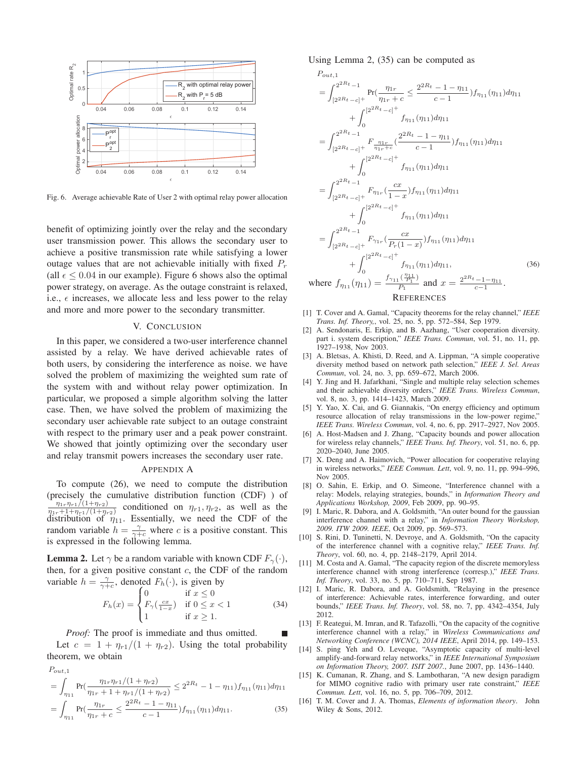Optimal rate $R_2$

1

0.5

0

0.04 0.06 0.08 0.1 0.12 0.14

$\epsilon$

$R_2$ with optimal relay power

$R_2$ with $P_r$ = 5 dB

Optimal power allocation

8

6

4

2

0.04 0.06 0.08 0.1 0.12 0.14

$\epsilon$

$P_r^{opt}$

$P_2^{opt}$

Fig. 6. Average achievable Rate of User 2 with optimal relay power allocation

benefit of optimizing jointly over the relay and the secondary user transmission power. This allows the secondary user to achieve a positive transmission rate while satisfying a lower outage values that are not achievable initially with fixed $P_r$ (all $\epsilon \leq 0.04$ in our example). Figure 6 shows also the optimal power strategy, on average. As the outage constraint is relaxed, i.e., $\epsilon$ increases, we allocate less and less power to the relay and more and more power to the secondary transmitter.

## V. Conclusion

In this paper, we considered a two-user interference channel assisted by a relay. We have derived achievable rates of both users, by considering the interference as noise. we have solved the problem of maximizing the weighted sum rate of the system with and without relay power optimization. In particular, we proposed a simple algorithm solving the latter case. Then, we have solved the problem of maximizing the secondary user achievable rate subject to an outage constraint with respect to the primary user and a peak power constraint. We showed that jointly optimizing over the secondary user and relay transmit powers increases the secondary user rate.

## Appendix A

To compute (26), we need to compute the distribution (precisely the cumulative distribution function (CDF) ) of $\frac{\eta_{1r}\eta_{r1}/(1+\eta_{r2})}{\eta_{1r}+1+\eta_{r1}/(1+\eta_{r2})}$ conditioned on $\eta_{r1}, \eta_{r2}$, as well as the distribution of $\eta_{11}$. Essentially, we need the CDF of the random variable $h = \frac{\gamma}{\gamma+c}$ where $c$ is a positive constant. This is expressed in the following lemma.

**Lemma 2.** Let $\gamma$ be a random variable with known CDF $F_\gamma(\cdot)$, then, for a given positive constant $c$, the CDF of the random variable $h = \frac{\gamma}{\gamma+c}$, denoted $F_h(\cdot)$, is given by

$$F_h(x) = \begin{cases} 0 & \text{if } x \leq 0 \\ F_\gamma(\frac{cx}{1-x}) & \text{if } 0 \leq x < 1 \\ 1 & \text{if } x \geq 1. \end{cases} \tag{34}$$

*Proof:* The proof is immediate and thus omitted. ∎

Let $c = 1 + \eta_{r1}/(1+\eta_{r2})$. Using the total probability theorem, we obtain

$$\begin{aligned} &P_{out,1} \\ &= \int_{\eta_{11}} \Pr(\frac{\eta_{1r}\eta_{r1}/(1+\eta_{r2})}{\eta_{1r}+1+\eta_{r1}/(1+\eta_{r2})} \leq 2^{2R_t} - 1 - \eta_{11}) f_{\eta_{11}}(\eta_{11}) d\eta_{11} \\ &= \int_{\eta_{11}} \Pr(\frac{\eta_{1r}}{\eta_{1r}+c} \leq \frac{2^{2R_t}-1-\eta_{11}}{c-1}) f_{\eta_{11}}(\eta_{11}) d\eta_{11}. \end{aligned} \tag{35}$$

Using Lemma 2, (35) can be computed as

$$\begin{aligned} &P_{out,1} \\ &= \int_{[2^{2R_t}-c]^+}^{2^{2R_t}-1} \Pr(\frac{\eta_{1r}}{\eta_{1r}+c} \leq \frac{2^{2R_t}-1-\eta_{11}}{c-1}) f_{\eta_{11}}(\eta_{11}) d\eta_{11} \\ &\quad + \int_0^{[2^{2R_t}-c]^+} f_{\eta_{11}}(\eta_{11}) d\eta_{11} \\ &= \int_{[2^{2R_t}-c]^+}^{2^{2R_t}-1} F_{\frac{\eta_{1r}}{\eta_{1r}+c}}(\frac{2^{2R_t}-1-\eta_{11}}{c-1}) f_{\eta_{11}}(\eta_{11}) d\eta_{11} \\ &\quad + \int_0^{[2^{2R_t}-c]^+} f_{\eta_{11}}(\eta_{11}) d\eta_{11} \\ &= \int_{[2^{2R_t}-c]^+}^{2^{2R_t}-1} F_{\eta_{1r}}(\frac{cx}{1-x}) f_{\eta_{11}}(\eta_{11}) d\eta_{11} \\ &\quad + \int_0^{[2^{2R_t}-c]^+} f_{\eta_{11}}(\eta_{11}) d\eta_{11} \\ &= \int_{[2^{2R_t}-c]^+}^{2^{2R_t}-1} F_{\gamma_{1r}}(\frac{cx}{P_r(1-x)}) f_{\eta_{11}}(\eta_{11}) d\eta_{11} \\ &\quad + \int_0^{[2^{2R_t}-c]^+} f_{\eta_{11}}(\eta_{11}) d\eta_{11}, \end{aligned} \tag{36}$$

where $f_{\eta_{11}}(\eta_{11}) = \frac{f_{\gamma_{11}}(\frac{\eta_{11}}{P_1})}{P_1}$ and $x = \frac{2^{2R_t}-1-\eta_{11}}{c-1}$.

## References

[1] T. Cover and A. Gamal, "Capacity theorems for the relay channel," *IEEE Trans. Inf. Theory,*, vol. 25, no. 5, pp. 572–584, Sep 1979.

[2] A. Sendonaris, E. Erkip, and B. Aazhang, "User cooperation diversity. part i. system description," *IEEE Trans. Commun*, vol. 51, no. 11, pp. 1927–1938, Nov 2003.

[3] A. Bletsas, A. Khisti, D. Reed, and A. Lippman, "A simple cooperative diversity method based on network path selection," *IEEE J. Sel. Areas Commun*, vol. 24, no. 3, pp. 659–672, March 2006.

[4] Y. Jing and H. Jafarkhani, "Single and multiple relay selection schemes and their achievable diversity orders," *IEEE Trans. Wireless Commun*, vol. 8, no. 3, pp. 1414–1423, March 2009.

[5] Y. Yao, X. Cai, and G. Giannakis, "On energy efficiency and optimum resource allocation of relay transmissions in the low-power regime," *IEEE Trans. Wireless Commun*, vol. 4, no. 6, pp. 2917–2927, Nov 2005.

[6] A. Host-Madsen and J. Zhang, "Capacity bounds and power allocation for wireless relay channels," *IEEE Trans. Inf. Theory*, vol. 51, no. 6, pp. 2020–2040, June 2005.

[7] X. Deng and A. Haimovich, "Power allocation for cooperative relaying in wireless networks," *IEEE Commun. Lett*, vol. 9, no. 11, pp. 994–996, Nov 2005.

[8] O. Sahin, E. Erkip, and O. Simeone, "Interference channel with a relay: Models, relaying strategies, bounds," in *Information Theory and Applications Workshop, 2009*, Feb 2009, pp. 90–95.

[9] I. Maric, R. Dabora, and A. Goldsmith, "An outer bound for the gaussian interference channel with a relay," in *Information Theory Workshop, 2009. ITW 2009. IEEE*, Oct 2009, pp. 569–573.

[10] S. Rini, D. Tuninetti, N. Devroye, and A. Goldsmith, "On the capacity of the interference channel with a cognitive relay," *IEEE Trans. Inf. Theory*, vol. 60, no. 4, pp. 2148–2179, April 2014.

[11] M. Costa and A. Gamal, "The capacity region of the discrete memoryless interference channel with strong interference (corresp.)," *IEEE Trans. Inf. Theory*, vol. 33, no. 5, pp. 710–711, Sep 1987.

[12] I. Maric, R. Dabora, and A. Goldsmith, "Relaying in the presence of interference: Achievable rates, interference forwarding, and outer bounds," *IEEE Trans. Inf. Theory*, vol. 58, no. 7, pp. 4342–4354, July 2012.

[13] F. Reategui, M. Imran, and R. Tafazolli, "On the capacity of the cognitive interference channel with a relay," in *Wireless Communications and Networking Conference (WCNC), 2014 IEEE*, April 2014, pp. 149–153.

[14] S. ping Yeh and O. Leveque, "Asymptotic capacity of multi-level amplify-and-forward relay networks," in *IEEE International Symposium on Information Theory, 2007. ISIT 2007.*, June 2007, pp. 1436–1440.

[15] K. Cumanan, R. Zhang, and S. Lambotharan, "A new design paradigm for MIMO cognitive radio with primary user rate constraint," *IEEE Commun. Lett*, vol. 16, no. 5, pp. 706–709, 2012.

[16] T. M. Cover and J. A. Thomas, *Elements of information theory*. John Wiley & Sons, 2012.